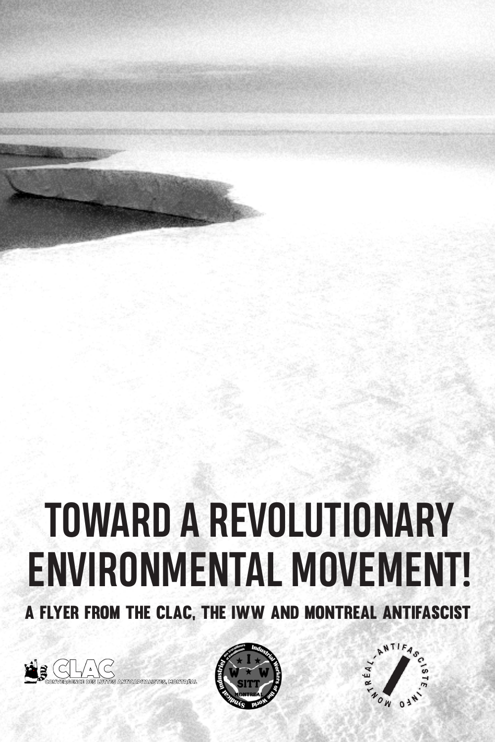# TOWARD A REVOLUTIONARY ENVIRONMENTAL MOVEMENT!

## A FLYER FROM THE CLAC, THE IWW AND MONTREAL ANTIFASCIST

CLAC
CONVERGENCE DES LUTTES ANTICAPITALISTES, MONTRÉAL

Industrial Workers of the World
Syndicat industriel des travailleurs et travailleuses
IWW
SITT
MONTREAL

MONTRÉAL-ANTIFASCISTE.INFO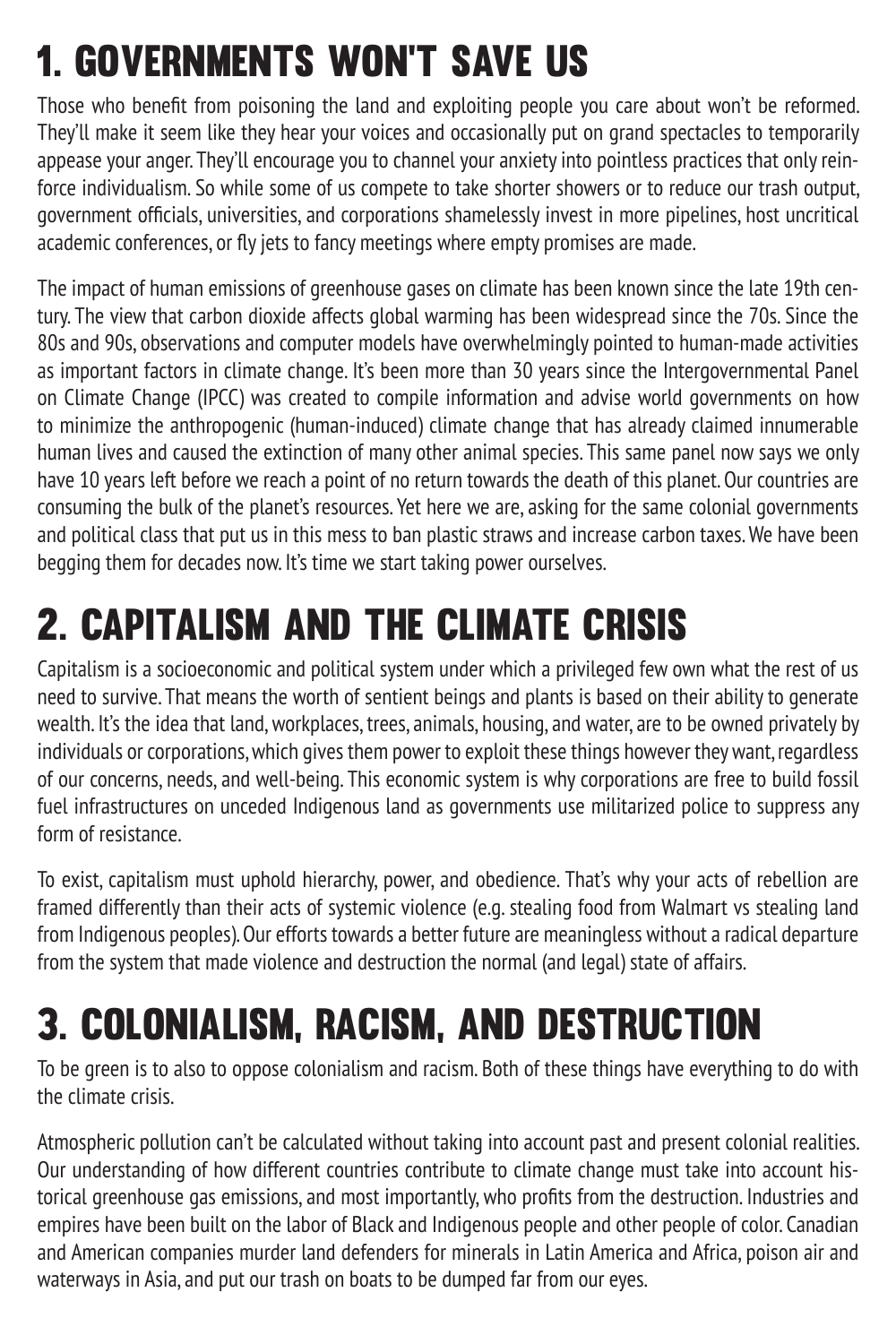# 1. GOVERNMENTS WON'T SAVE US

Those who benefit from poisoning the land and exploiting people you care about won't be reformed. They'll make it seem like they hear your voices and occasionally put on grand spectacles to temporarily appease your anger. They'll encourage you to channel your anxiety into pointless practices that only reinforce individualism. So while some of us compete to take shorter showers or to reduce our trash output, government officials, universities, and corporations shamelessly invest in more pipelines, host uncritical academic conferences, or fly jets to fancy meetings where empty promises are made.

The impact of human emissions of greenhouse gases on climate has been known since the late 19th century. The view that carbon dioxide affects global warming has been widespread since the 70s. Since the 80s and 90s, observations and computer models have overwhelmingly pointed to human-made activities as important factors in climate change. It's been more than 30 years since the Intergovernmental Panel on Climate Change (IPCC) was created to compile information and advise world governments on how to minimize the anthropogenic (human-induced) climate change that has already claimed innumerable human lives and caused the extinction of many other animal species. This same panel now says we only have 10 years left before we reach a point of no return towards the death of this planet. Our countries are consuming the bulk of the planet's resources. Yet here we are, asking for the same colonial governments and political class that put us in this mess to ban plastic straws and increase carbon taxes. We have been begging them for decades now. It's time we start taking power ourselves.

# 2. CAPITALISM AND THE CLIMATE CRISIS

Capitalism is a socioeconomic and political system under which a privileged few own what the rest of us need to survive. That means the worth of sentient beings and plants is based on their ability to generate wealth. It's the idea that land, workplaces, trees, animals, housing, and water, are to be owned privately by individuals or corporations, which gives them power to exploit these things however they want, regardless of our concerns, needs, and well-being. This economic system is why corporations are free to build fossil fuel infrastructures on unceded Indigenous land as governments use militarized police to suppress any form of resistance.

To exist, capitalism must uphold hierarchy, power, and obedience. That's why your acts of rebellion are framed differently than their acts of systemic violence (e.g. stealing food from Walmart vs stealing land from Indigenous peoples). Our efforts towards a better future are meaningless without a radical departure from the system that made violence and destruction the normal (and legal) state of affairs.

# 3. COLONIALISM, RACISM, AND DESTRUCTION

To be green is to also to oppose colonialism and racism. Both of these things have everything to do with the climate crisis.

Atmospheric pollution can't be calculated without taking into account past and present colonial realities. Our understanding of how different countries contribute to climate change must take into account historical greenhouse gas emissions, and most importantly, who profits from the destruction. Industries and empires have been built on the labor of Black and Indigenous people and other people of color. Canadian and American companies murder land defenders for minerals in Latin America and Africa, poison air and waterways in Asia, and put our trash on boats to be dumped far from our eyes.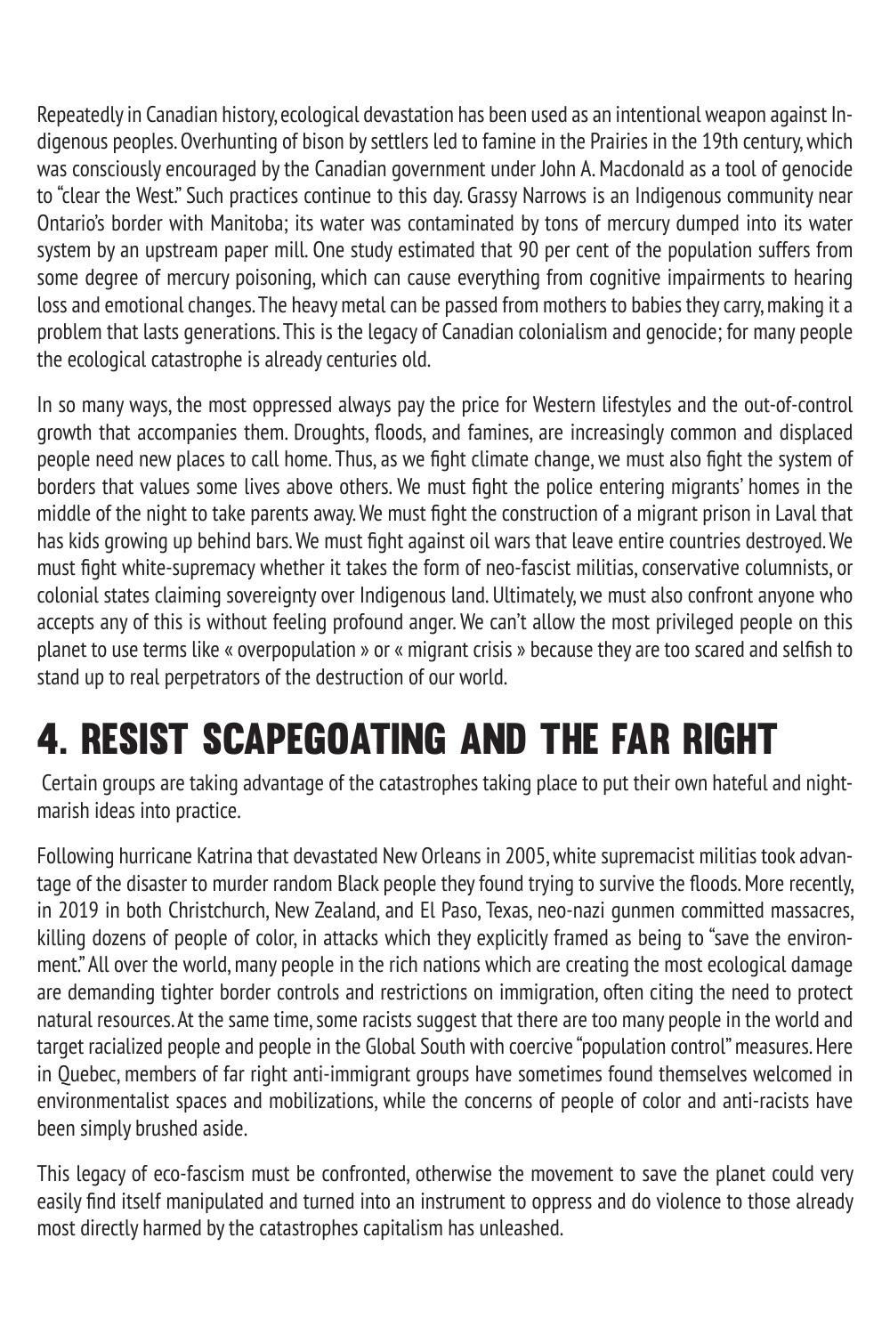Repeatedly in Canadian history, ecological devastation has been used as an intentional weapon against Indigenous peoples. Overhunting of bison by settlers led to famine in the Prairies in the 19th century, which was consciously encouraged by the Canadian government under John A. Macdonald as a tool of genocide to "clear the West." Such practices continue to this day. Grassy Narrows is an Indigenous community near Ontario's border with Manitoba; its water was contaminated by tons of mercury dumped into its water system by an upstream paper mill. One study estimated that 90 per cent of the population suffers from some degree of mercury poisoning, which can cause everything from cognitive impairments to hearing loss and emotional changes. The heavy metal can be passed from mothers to babies they carry, making it a problem that lasts generations. This is the legacy of Canadian colonialism and genocide; for many people the ecological catastrophe is already centuries old.

In so many ways, the most oppressed always pay the price for Western lifestyles and the out-of-control growth that accompanies them. Droughts, floods, and famines, are increasingly common and displaced people need new places to call home. Thus, as we fight climate change, we must also fight the system of borders that values some lives above others. We must fight the police entering migrants' homes in the middle of the night to take parents away. We must fight the construction of a migrant prison in Laval that has kids growing up behind bars. We must fight against oil wars that leave entire countries destroyed. We must fight white-supremacy whether it takes the form of neo-fascist militias, conservative columnists, or colonial states claiming sovereignty over Indigenous land. Ultimately, we must also confront anyone who accepts any of this is without feeling profound anger. We can't allow the most privileged people on this planet to use terms like « overpopulation » or « migrant crisis » because they are too scared and selfish to stand up to real perpetrators of the destruction of our world.

# 4. RESIST SCAPEGOATING AND THE FAR RIGHT

Certain groups are taking advantage of the catastrophes taking place to put their own hateful and nightmarish ideas into practice.

Following hurricane Katrina that devastated New Orleans in 2005, white supremacist militias took advantage of the disaster to murder random Black people they found trying to survive the floods. More recently, in 2019 in both Christchurch, New Zealand, and El Paso, Texas, neo-nazi gunmen committed massacres, killing dozens of people of color, in attacks which they explicitly framed as being to "save the environment." All over the world, many people in the rich nations which are creating the most ecological damage are demanding tighter border controls and restrictions on immigration, often citing the need to protect natural resources. At the same time, some racists suggest that there are too many people in the world and target racialized people and people in the Global South with coercive "population control" measures. Here in Quebec, members of far right anti-immigrant groups have sometimes found themselves welcomed in environmentalist spaces and mobilizations, while the concerns of people of color and anti-racists have been simply brushed aside.

This legacy of eco-fascism must be confronted, otherwise the movement to save the planet could very easily find itself manipulated and turned into an instrument to oppress and do violence to those already most directly harmed by the catastrophes capitalism has unleashed.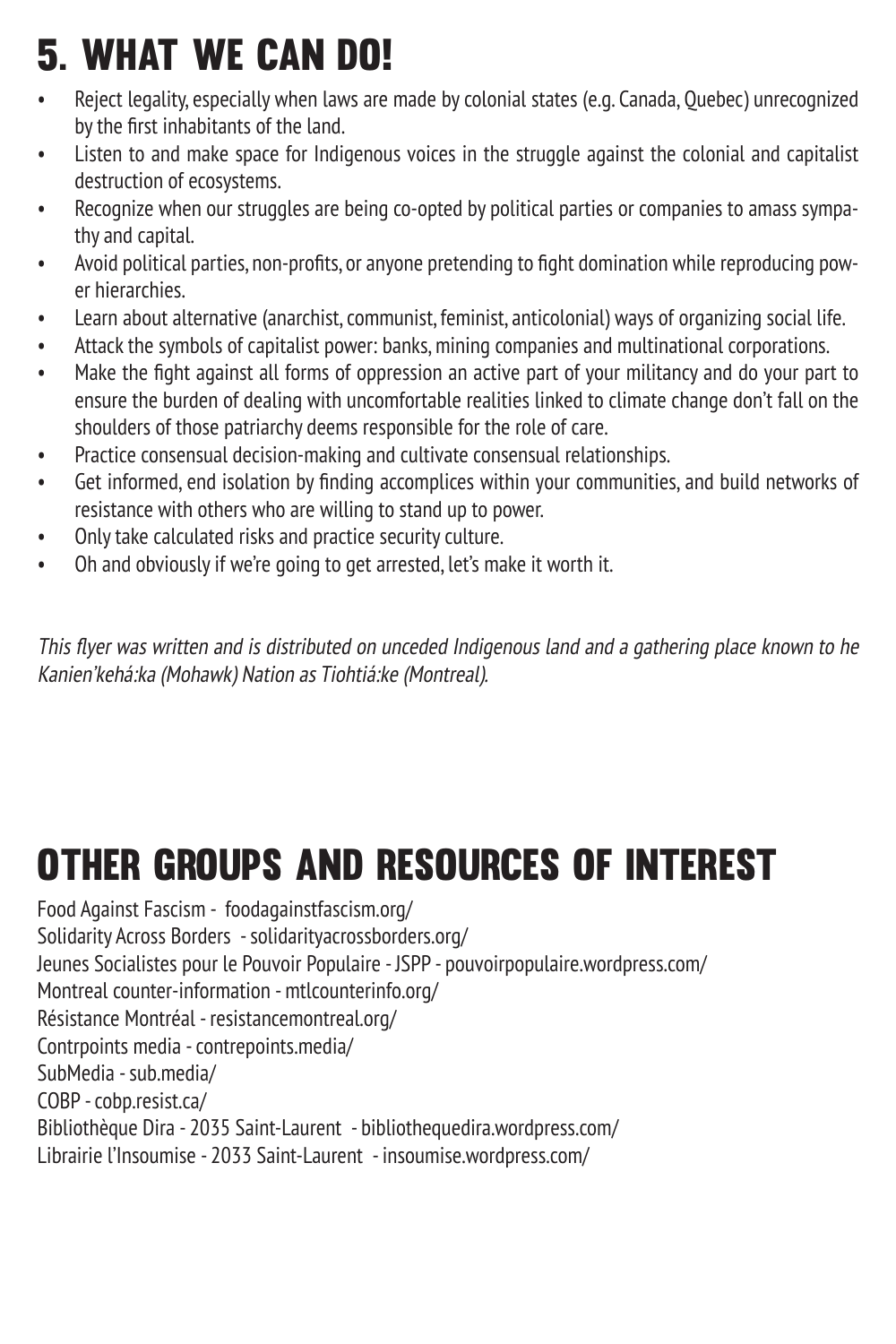# 5. WHAT WE CAN DO!

- Reject legality, especially when laws are made by colonial states (e.g. Canada, Quebec) unrecognized by the first inhabitants of the land.
- Listen to and make space for Indigenous voices in the struggle against the colonial and capitalist destruction of ecosystems.
- Recognize when our struggles are being co-opted by political parties or companies to amass sympathy and capital.
- Avoid political parties, non-profits, or anyone pretending to fight domination while reproducing power hierarchies.
- Learn about alternative (anarchist, communist, feminist, anticolonial) ways of organizing social life.
- Attack the symbols of capitalist power: banks, mining companies and multinational corporations.
- Make the fight against all forms of oppression an active part of your militancy and do your part to ensure the burden of dealing with uncomfortable realities linked to climate change don't fall on the shoulders of those patriarchy deems responsible for the role of care.
- Practice consensual decision-making and cultivate consensual relationships.
- Get informed, end isolation by finding accomplices within your communities, and build networks of resistance with others who are willing to stand up to power.
- Only take calculated risks and practice security culture.
- Oh and obviously if we're going to get arrested, let's make it worth it.

*This flyer was written and is distributed on unceded Indigenous land and a gathering place known to he Kanien'kehá:ka (Mohawk) Nation as Tiohtiá:ke (Montreal).*

# OTHER GROUPS AND RESOURCES OF INTEREST

Food Against Fascism - foodagainstfascism.org/
Solidarity Across Borders - solidarityacrossborders.org/
Jeunes Socialistes pour le Pouvoir Populaire - JSPP - pouvoirpopulaire.wordpress.com/
Montreal counter-information - mtlcounterinfo.org/
Résistance Montréal - resistancemontreal.org/
Contrpoints media - contrepoints.media/
SubMedia - sub.media/
COBP - cobp.resist.ca/
Bibliothèque Dira - 2035 Saint-Laurent - bibliothequedira.wordpress.com/
Librairie l'Insoumise - 2033 Saint-Laurent - insoumise.wordpress.com/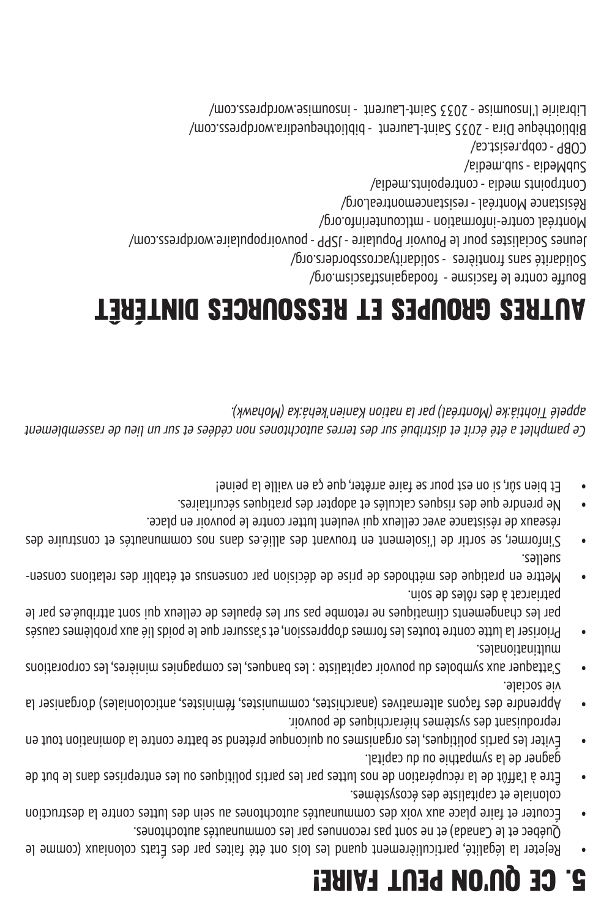# 5. CE QU'ON PEUT FAIRE!

- Rejeter la légalité, particulièrement quand les lois ont été faites par des États coloniaux (comme le Québec et le Canada) et ne sont pas reconnues par les communautés autochtones.
- Écouter et faire place aux voix des communautés autochtones au sein des luttes contre la destruction coloniale et capitaliste des écosystèmes.
- Être à l'affût de la récupération de nos luttes par les partis politiques ou les entreprises dans le but de gagner de la sympathie ou du capital.
- Éviter les partis politiques, les organismes ou quiconque prétend se battre contre la domination tout en reproduisant des systèmes hiérarchiques de pouvoir.
- Apprendre des façons alternatives (anarchistes, communistes, féministes, anticoloniales) d'organiser la vie sociale.
- S'attaquer aux symboles du pouvoir capitaliste : les banques, les compagnies minières, les corporations multinationales.
- Prioriser la lutte contre toutes les formes d'oppression, et s'assurer que le poids lié aux problèmes causés par les changements climatiques ne retombe pas sur les épaules de celleux qui sont attribué.es par le patriarcat à des rôles de soin.
- Mettre en pratique des méthodes de prise de décision par consensus et établir des relations consensuelles.
- S'informer, se sortir de l'isolement en trouvant des allié.es dans nos communautés et construire des réseaux de résistance avec celleux qui veulent lutter contre le pouvoir en place.
- Ne prendre que des risques calculés et adopter des pratiques sécuritaires.
- Et bien sûr, si on est pour se faire arrêter, que ça en vaille la peine!

*Ce pamphlet a été écrit et distribué sur des terres autochtones non cédées et sur un lieu de rassemblement appelé Tiohtià:ke (Montréal) par la nation Kanien'kehà:ka (Mohawk).*

# AUTRES GROUPES ET RESSOURCES DINTÉRÊT

Bouffe contre le fascisme - foodagainstfascism.org/
Solidarité sans frontières - solidarityacrossborders.org/
Jeunes Socialistes pour le Pouvoir Populaire - JSPP - pouvoirpopulaire.wordpress.com/
Montréal contre-information - mtlcounterinfo.org/
Résistance Montréal - resistancemontreal.org/
Contrpoints media - contrepoints.media/
SubMedia - sub.media/
COBP - cobp.resist.ca/
Bibliothèque Dira - 2035 Saint-Laurent - bibliothequedira.wordpress.com/
Librairie l'Insoumise - 2033 Saint-Laurent - insoumise.wordpress.com/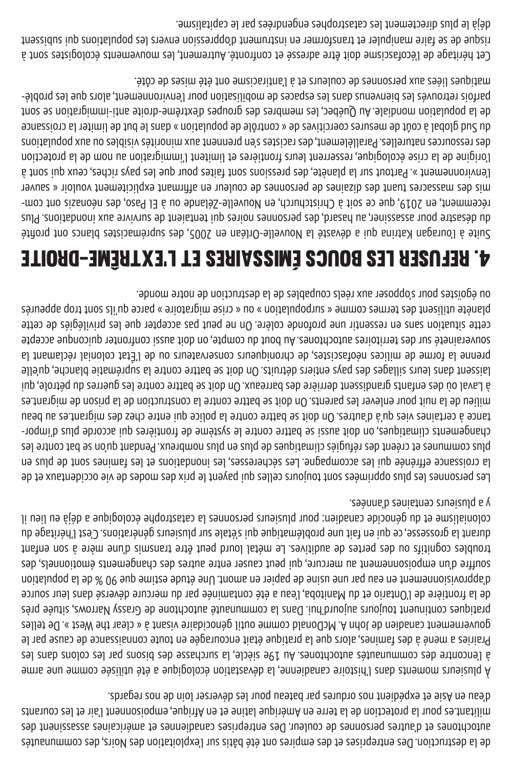de la destruction. Des entreprises et des empires ont été bâtis sur l'exploitation des Noirs, des communautés autochtones et d'autres personnes de couleur. Des entreprises canadiennes et américaines assassinent des militant.es pour la protection de la terre en Amérique latine et en Afrique, empoisonnent l'air et les courants d'eau en Asie et expédient nos ordures par bateau pour les déverser loin de nos regards.

À plusieurs moments dans l'histoire canadienne, la dévastation écologique a été utilisée comme une arme à l'encontre des communautés autochtones. Au 19e siècle, la surchasse des bisons par les colons dans les Prairies a mené à des famines, alors que la pratique était encouragée en toute connaissance de cause par le gouvernement canadien de John A. McDonald comme outil génocidaire visant à « clear the West ». De telles pratiques continuent toujours aujourd'hui. Dans la communauté autochtone de Grassy Narrows, située près de la frontière de l'Ontario et du Manitoba, l'eau a été contaminée par du mercure déversé dans leur source d'approvisionnement en eau par une usine de papier en amont. Une étude estime que 90 % de la population souffre d'un empoisonnement au mercure, qui peut causer entre autres des changements émotionnels, des troubles cognitifs ou des pertes de auditives. Le métal lourd peut être transmis d'une mère à son enfant durant la grossesse, ce qui en fait une problématique qui s'étale sur plusieurs générations. C'est l'héritage du colonialisme et du génocide canadien: pour plusieurs personnes la catastrophe écologique a déjà eu lieu il y a plusieurs centaines d'années.

Les personnes les plus opprimées sont toujours celles qui payent le prix des modes de vie occidentaux et de la croissance effrénée qui les accompagne. Les sécheresses, les inondations et les famines sont de plus en plus communes et créent des réfugiés climatiques de plus en plus nombreux. Pendant qu'on se bat contre les changements climatiques, on doit aussi se battre contre le système de frontières qui accorde plus d'importance à certaines vies qu'à d'autres. On doit se battre contre la police qui entre chez des migrant.es au beau milieu de la nuit pour enlever les parents. On doit se battre contre la construction de la prison de migrant.es à Laval où des enfants grandissent derrière des barreaux. On doit se battre contre les guerres du pétrole, qui laissent dans leurs sillages des pays entiers détruits. On doit se battre contre la suprématie blanche, qu'elle prenne la forme de milices néofascistes, de chroniqueurs conservateurs ou de l'État colonial réclamant la souveraineté sur des territoires autochtones. Au bout du compte, on doit aussi confronter quiconque accepte cette situation sans en ressentir une profonde colère. On ne peut pas accepter que les privilégiés de cette planète utilisent des termes comme « surpopulation » ou « crise migratoire » parce qu'ils sont trop apeurés ou égoïstes pour s'opposer aux réels coupables de la destruction de notre monde.

# 4. REFUSER LES BOUCS ÉMISSAIRES ET L'EXTRÊME-DROITE

Suite à l'ouragan Katrina qui a dévasté la Nouvelle-Orléan en 2005, des suprémacistes blancs ont profité du désastre pour assassiner, au hasard, des personnes noires qui tentaient de survivre aux inondations. Plus récemment, en 2019, que ce soit à Christchurch, en Nouvelle-Zélande ou à El Paso, des néonazis ont commis des massacres tuant des dizaines de personnes de couleur en affirmant explicitement vouloir « sauver l'environnement ». Partout sur la planète, des pressions sont faites pour que les pays riches, ceux qui sont à l'origine de la crise écologique, resserrent leurs frontières et limitent l'immigration au nom de la protection des ressources naturelles. Parallèlement, des racistes s'en prennent aux minorités visibles ou aux populations du Sud global à coût de mesures coercitives de « contrôle de population » dans le but de limiter la croissance de la population mondiale. Au Québec, les membres des groupes d'extrême-droite anti-immigration se sont parfois retrouvés les bienvenus dans les espaces de mobilisation pour l'environnement, alors que les problématiques liées aux personnes de couleurs et à l'antiracisme ont été mises de côté.

Cet héritage de l'écofascisme doit être adressé et confronté. Autrement, les mouvements écologistes sont à risque de se faire manipuler et transformer en instrument d'oppression envers les populations qui subissent déjà le plus directement les catastrophes engendrées par le capitalisme.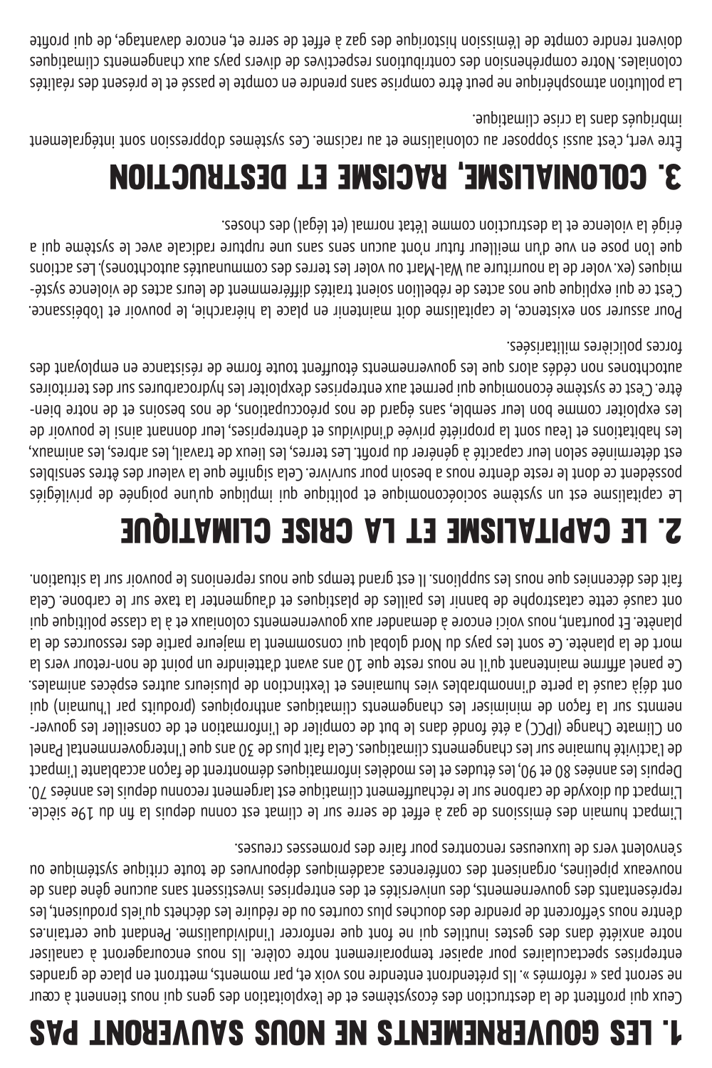# 1. LES GOUVERNEMENTS NE NOUS SAUVERONT PAS

Ceux qui profitent de la destruction des écosystèmes et de l'exploitation des gens qui nous tiennent à cœur ne seront pas « réformés ». Ils prétendront entendre nos voix et, par moments, mettront en place de grandes entreprises spectaculaires pour apaiser temporairement notre colère. Ils nous encourageront à canaliser notre anxiété dans des gestes inutiles qui ne font que renforcer l'individualisme. Pendant que certain.es d'entre nous s'efforcent de prendre des douches plus courtes ou de réduire les déchets qu'iels produisent, les représentants des gouvernements, des universités et des entreprises investissent sans aucune gêne dans de nouveaux pipelines, organisent des conférences académiques dépourvues de toute critique systémique ou s'envolent vers de luxueuses rencontres pour faire des promesses creuses.

L'impact humain des émissions de gaz à effet de serre sur le climat est connu depuis la fin du 19e siècle. L'impact du dioxyde de carbone sur le réchauffement climatique est largement reconnu depuis les années 70. Depuis les années 80 et 90, les études et les modèles informatiques démontrent de façon accablante l'impact de l'activité humaine sur les changements climatiques. Cela fait plus de 30 ans que l'Intergovernmental Panel on Climate Change (IPCC) a été fondé dans le but de compiler de l'information et de conseiller les gouvernemts sur la façon de minimiser les changements climatiques anthropiques (produits par l'humain) qui ont déjà causé la perte d'innombrables vies humaines et l'extinction de plusieurs autres espèces animales. Ce panel affirme maintenant qu'il ne nous reste que 10 ans avant d'atteindre un point de non-retour vers la mort de la planète. Ce sont les pays du Nord global qui consomment la majeure partie des ressources de la planète. Et pourtant, nous voici encore à demander aux gouvernements coloniaux et à la classe politique qui ont causé cette catastrophe de bannir les pailles de plastiques et d'augmenter la taxe sur le carbone. Cela fait des décennies que nous les supplions. Il est grand temps que nous reprenions le pouvoir sur la situation.

# 2. LE CAPITALISME ET LA CRISE CLIMATIQUE

Le capitalisme est un système socioéconomique et politique qui implique qu'une poignée de privilégiés possèdent ce dont le reste d'entre nous a besoin pour survivre. Cela signifie que la valeur des êtres sensibles est déterminée selon leur capacité à générer du profit. Les terres, les lieux de travail, les arbres, les animaux, les habitations et l'eau sont la propriété privée d'individus et d'entreprises, leur donnant ainsi le pouvoir de les exploiter comme bon leur semble, sans égard de nos préoccupations, de nos besoins et de notre bien-être. C'est ce système économique qui permet aux entreprises d'exploiter les hydrocarbures sur des territoires autochtones non cédés alors que les gouvernements étouffent toute forme de résistance en employant des forces policières militarisées.

Pour assurer son existence, le capitalisme doit maintenir en place la hiérarchie, le pouvoir et l'obéissance. C'est ce qui explique que nos actes de rébellion soient traités différemment de leurs actes de violence systémiques (ex. voler de la nourriture au Wal-Mart ou voler les terres des communautés autochtones). Les actions que l'on pose en vue d'un meilleur futur n'ont aucun sens sans une rupture radicale avec le système qui a érigé la violence et la destruction comme l'état normal (et légal) des choses.

# 3. COLONIALISME, RACISME ET DESTRUCTION

Être vert, c'est aussi s'opposer au colonialisme et au racisme. Ces systèmes d'oppression sont intégralement imbriqués dans la crise climatique.

La pollution atmosphérique ne peut être comprise sans prendre en compte le passé et le présent des réalités coloniales. Notre compréhension des contributions respectives de divers pays aux changements climatiques doivent rendre compte de l'émission historique des gaz à effet de serre et, encore davantage, de qui profite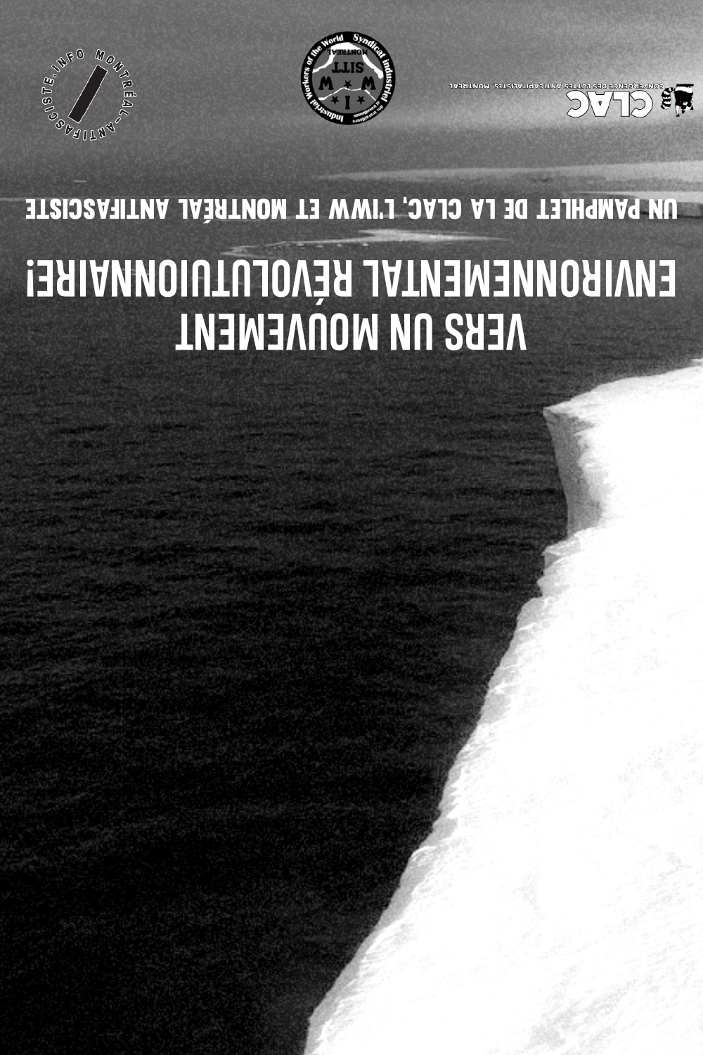# VERS UN MOUVEMENT ENVIRONNEMENTAL RÉVOLUTIONNAIRE!

UN PAMPHLET DE LA CLAC, L'IWW ET MONTRÉAL ANTIFASCISTE